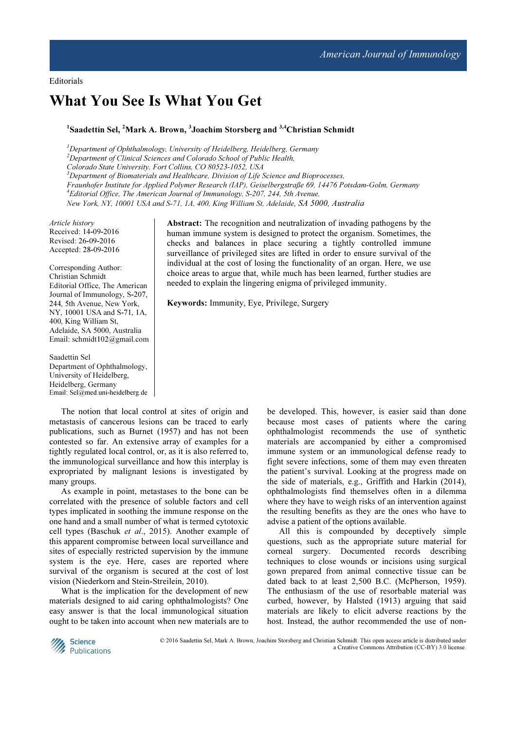Editorials

# What You See Is What You Get

**[1]Saadettin Sel, [2]Mark A. Brown, [3]Joachim Storsberg and [3,4]Christian Schmidt**

[1]*Department of Ophthalmology, University of Heidelberg, Heidelberg, Germany*
[2]*Department of Clinical Sciences and Colorado School of Public Health, Colorado State University, Fort Collins, CO 80523-1052, USA*
[3]*Department of Biomaterials and Healthcare, Division of Life Science and Bioprocesses, Fraunhofer Institute for Applied Polymer Research (IAP), Geiselbergstraße 69, 14476 Potsdam-Golm, Germany*
[4]*Editorial Office, The American Journal of Immunology, S-207, 244, 5th Avenue, New York, NY, 10001 USA and S-71, 1A, 400, King William St, Adelaide, SA 5000, Australia*

*Article history*
Received: 14-09-2016
Revised: 26-09-2016
Accepted: 28-09-2016

Corresponding Author:
Christian Schmidt
Editorial Office, The American Journal of Immunology, S-207, 244, 5th Avenue, New York, NY, 10001 USA and S-71, 1A, 400, King William St, Adelaide, SA 5000, Australia
Email: schmidt102@gmail.com

Saadettin Sel
Department of Ophthalmology, University of Heidelberg, Heidelberg, Germany
Email: Sel@med.uni-heidelberg.de

**Abstract:** The recognition and neutralization of invading pathogens by the human immune system is designed to protect the organism. Sometimes, the checks and balances in place securing a tightly controlled immune surveillance of privileged sites are lifted in order to ensure survival of the individual at the cost of losing the functionality of an organ. Here, we use choice areas to argue that, while much has been learned, further studies are needed to explain the lingering enigma of privileged immunity.

**Keywords:** Immunity, Eye, Privilege, Surgery

The notion that local control at sites of origin and metastasis of cancerous lesions can be traced to early publications, such as Burnet (1957) and has not been contested so far. An extensive array of examples for a tightly regulated local control, or, as it is also referred to, the immunological surveillance and how this interplay is expropriated by malignant lesions is investigated by many groups.

As example in point, metastases to the bone can be correlated with the presence of soluble factors and cell types implicated in soothing the immune response on the one hand and a small number of what is termed cytotoxic cell types (Baschuk *et al*., 2015). Another example of this apparent compromise between local surveillance and sites of especially restricted supervision by the immune system is the eye. Here, cases are reported where survival of the organism is secured at the cost of lost vision (Niederkorn and Stein-Streilein, 2010).

What is the implication for the development of new materials designed to aid caring ophthalmologists? One easy answer is that the local immunological situation ought to be taken into account when new materials are to be developed. This, however, is easier said than done because most cases of patients where the caring ophthalmologist recommends the use of synthetic materials are accompanied by either a compromised immune system or an immunological defense ready to fight severe infections, some of them may even threaten the patient's survival. Looking at the progress made on the side of materials, e.g., Griffith and Harkin (2014), ophthalmologists find themselves often in a dilemma where they have to weigh risks of an intervention against the resulting benefits as they are the ones who have to advise a patient of the options available.

All this is compounded by deceptively simple questions, such as the appropriate suture material for corneal surgery. Documented records describing techniques to close wounds or incisions using surgical gown prepared from animal connective tissue can be dated back to at least 2,500 B.C. (McPherson, 1959). The enthusiasm of the use of resorbable material was curbed, however, by Halsted (1913) arguing that said materials are likely to elicit adverse reactions by the host. Instead, the author recommended the use of non-

© 2016 Saadettin Sel, Mark A. Brown, Joachim Storsberg and Christian Schmidt. This open access article is distributed under a Creative Commons Attribution (CC-BY) 3.0 license.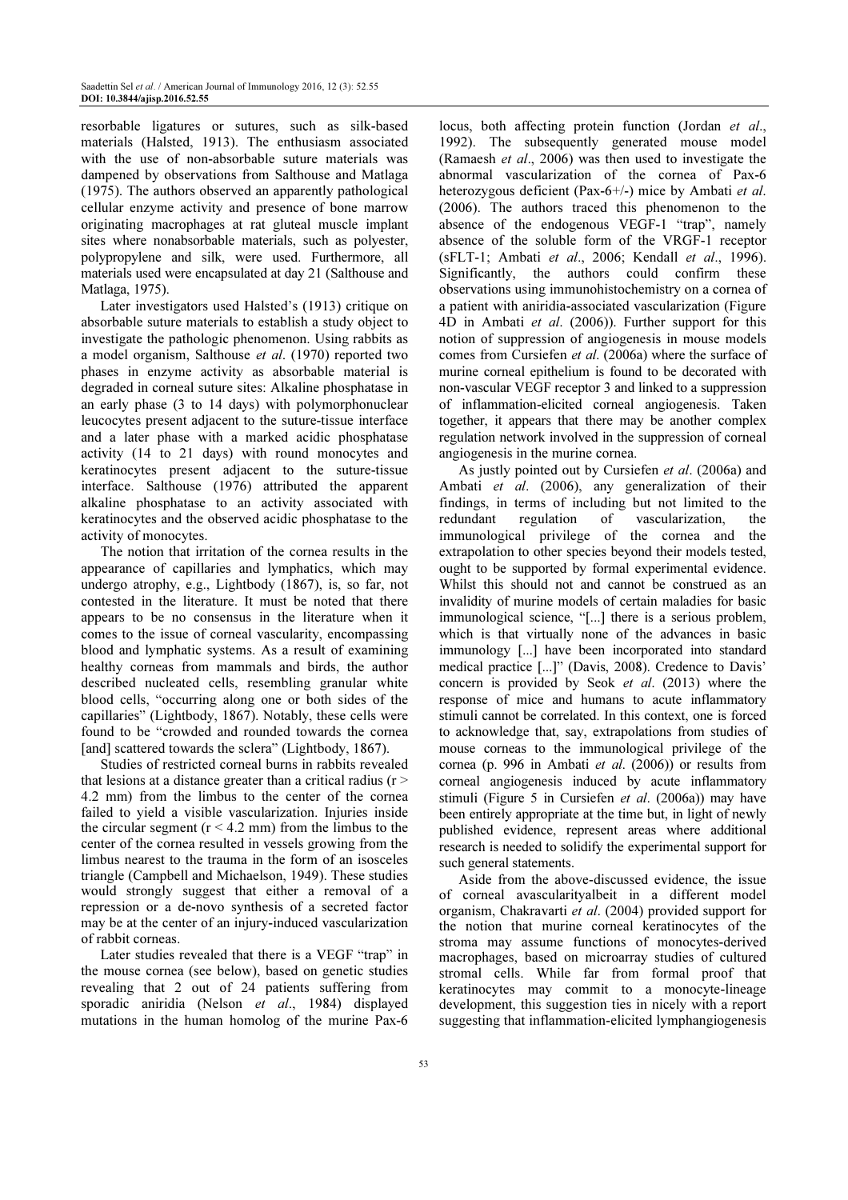resorbable ligatures or sutures, such as silk-based materials (Halsted, 1913). The enthusiasm associated with the use of non-absorbable suture materials was dampened by observations from Salthouse and Matlaga (1975). The authors observed an apparently pathological cellular enzyme activity and presence of bone marrow originating macrophages at rat gluteal muscle implant sites where nonabsorbable materials, such as polyester, polypropylene and silk, were used. Furthermore, all materials used were encapsulated at day 21 (Salthouse and Matlaga, 1975).

Later investigators used Halsted's (1913) critique on absorbable suture materials to establish a study object to investigate the pathologic phenomenon. Using rabbits as a model organism, Salthouse *et al*. (1970) reported two phases in enzyme activity as absorbable material is degraded in corneal suture sites: Alkaline phosphatase in an early phase (3 to 14 days) with polymorphonuclear leucocytes present adjacent to the suture-tissue interface and a later phase with a marked acidic phosphatase activity (14 to 21 days) with round monocytes and keratinocytes present adjacent to the suture-tissue interface. Salthouse (1976) attributed the apparent alkaline phosphatase to an activity associated with keratinocytes and the observed acidic phosphatase to the activity of monocytes.

The notion that irritation of the cornea results in the appearance of capillaries and lymphatics, which may undergo atrophy, e.g., Lightbody (1867), is, so far, not contested in the literature. It must be noted that there appears to be no consensus in the literature when it comes to the issue of corneal vascularity, encompassing blood and lymphatic systems. As a result of examining healthy corneas from mammals and birds, the author described nucleated cells, resembling granular white blood cells, "occurring along one or both sides of the capillaries" (Lightbody, 1867). Notably, these cells were found to be "crowded and rounded towards the cornea [and] scattered towards the sclera" (Lightbody, 1867).

Studies of restricted corneal burns in rabbits revealed that lesions at a distance greater than a critical radius ($r >$ 4.2 mm) from the limbus to the center of the cornea failed to yield a visible vascularization. Injuries inside the circular segment ($r <$ 4.2 mm) from the limbus to the center of the cornea resulted in vessels growing from the limbus nearest to the trauma in the form of an isosceles triangle (Campbell and Michaelson, 1949). These studies would strongly suggest that either a removal of a repression or a de-novo synthesis of a secreted factor may be at the center of an injury-induced vascularization of rabbit corneas.

Later studies revealed that there is a VEGF "trap" in the mouse cornea (see below), based on genetic studies revealing that 2 out of 24 patients suffering from sporadic aniridia (Nelson *et al*., 1984) displayed mutations in the human homolog of the murine Pax-6 locus, both affecting protein function (Jordan *et al*., 1992). The subsequently generated mouse model (Ramaesh *et al*., 2006) was then used to investigate the abnormal vascularization of the cornea of Pax-6 heterozygous deficient (Pax-6+/-) mice by Ambati *et al*. (2006). The authors traced this phenomenon to the absence of the endogenous VEGF-1 "trap", namely absence of the soluble form of the VRGF-1 receptor (sFLT-1; Ambati *et al*., 2006; Kendall *et al*., 1996). Significantly, the authors could confirm these observations using immunohistochemistry on a cornea of a patient with aniridia-associated vascularization (Figure 4D in Ambati *et al*. (2006)). Further support for this notion of suppression of angiogenesis in mouse models comes from Cursiefen *et al*. (2006a) where the surface of murine corneal epithelium is found to be decorated with non-vascular VEGF receptor 3 and linked to a suppression of inflammation-elicited corneal angiogenesis. Taken together, it appears that there may be another complex regulation network involved in the suppression of corneal angiogenesis in the murine cornea.

As justly pointed out by Cursiefen *et al*. (2006a) and Ambati *et al*. (2006), any generalization of their findings, in terms of including but not limited to the redundant regulation of vascularization, the immunological privilege of the cornea and the extrapolation to other species beyond their models tested, ought to be supported by formal experimental evidence. Whilst this should not and cannot be construed as an invalidity of murine models of certain maladies for basic immunological science, "[...] there is a serious problem, which is that virtually none of the advances in basic immunology [...] have been incorporated into standard medical practice [...]" (Davis, 2008). Credence to Davis' concern is provided by Seok *et al*. (2013) where the response of mice and humans to acute inflammatory stimuli cannot be correlated. In this context, one is forced to acknowledge that, say, extrapolations from studies of mouse corneas to the immunological privilege of the cornea (p. 996 in Ambati *et al*. (2006)) or results from corneal angiogenesis induced by acute inflammatory stimuli (Figure 5 in Cursiefen *et al*. (2006a)) may have been entirely appropriate at the time but, in light of newly published evidence, represent areas where additional research is needed to solidify the experimental support for such general statements.

Aside from the above-discussed evidence, the issue of corneal avascularityalbeit in a different model organism, Chakravarti *et al*. (2004) provided support for the notion that murine corneal keratinocytes of the stroma may assume functions of monocytes-derived macrophages, based on microarray studies of cultured stromal cells. While far from formal proof that keratinocytes may commit to a monocyte-lineage development, this suggestion ties in nicely with a report suggesting that inflammation-elicited lymphangiogenesis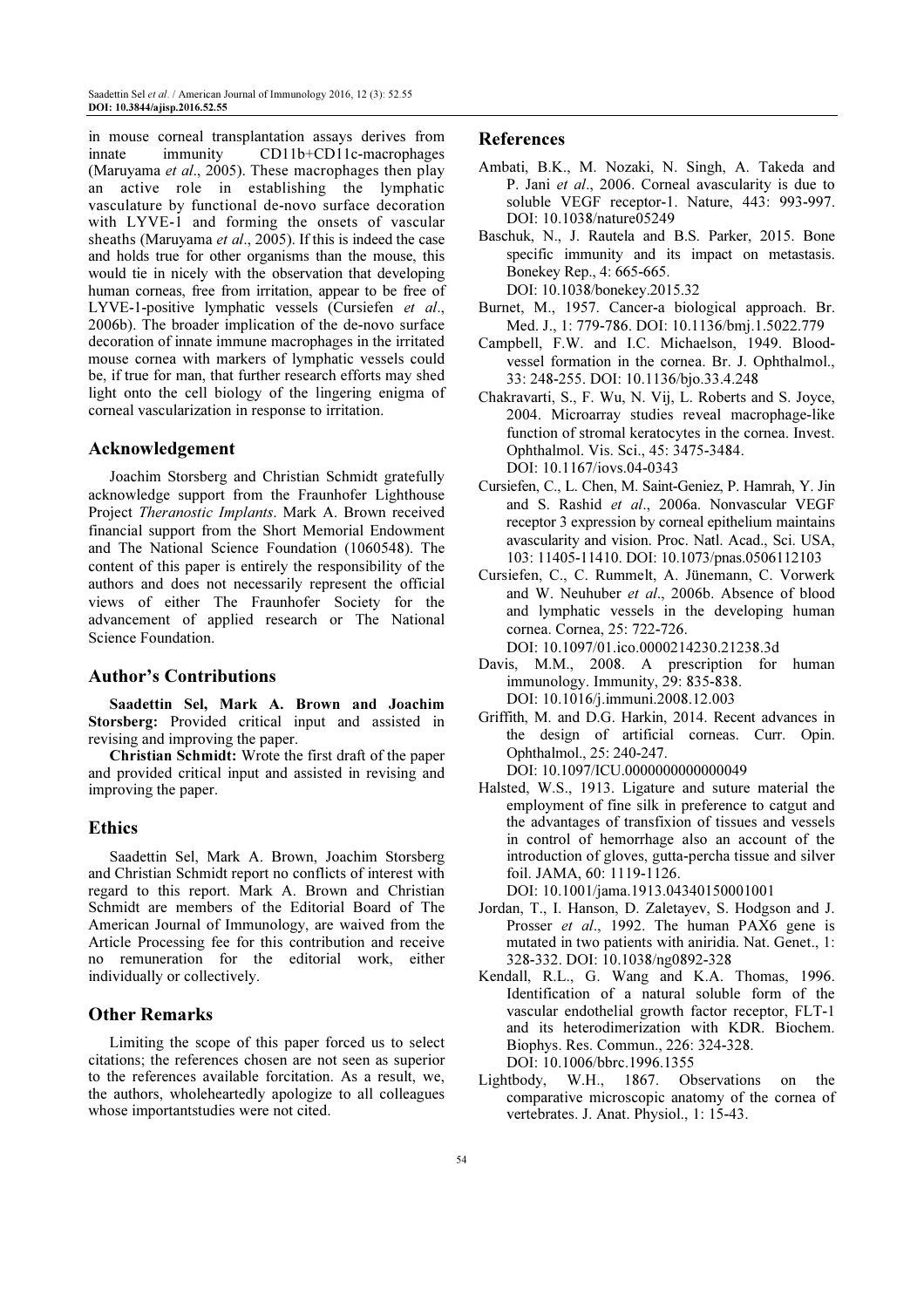in mouse corneal transplantation assays derives from innate immunity CD11b+CD11c-macrophages (Maruyama *et al*., 2005). These macrophages then play an active role in establishing the lymphatic vasculature by functional de-novo surface decoration with LYVE-1 and forming the onsets of vascular sheaths (Maruyama *et al*., 2005). If this is indeed the case and holds true for other organisms than the mouse, this would tie in nicely with the observation that developing human corneas, free from irritation, appear to be free of LYVE-1-positive lymphatic vessels (Cursiefen *et al*., 2006b). The broader implication of the de-novo surface decoration of innate immune macrophages in the irritated mouse cornea with markers of lymphatic vessels could be, if true for man, that further research efforts may shed light onto the cell biology of the lingering enigma of corneal vascularization in response to irritation.

## Acknowledgement

Joachim Storsberg and Christian Schmidt gratefully acknowledge support from the Fraunhofer Lighthouse Project *Theranostic Implants*. Mark A. Brown received financial support from the Short Memorial Endowment and The National Science Foundation (1060548). The content of this paper is entirely the responsibility of the authors and does not necessarily represent the official views of either The Fraunhofer Society for the advancement of applied research or The National Science Foundation.

## Author's Contributions

**Saadettin Sel, Mark A. Brown and Joachim Storsberg:** Provided critical input and assisted in revising and improving the paper.

**Christian Schmidt:** Wrote the first draft of the paper and provided critical input and assisted in revising and improving the paper.

## Ethics

Saadettin Sel, Mark A. Brown, Joachim Storsberg and Christian Schmidt report no conflicts of interest with regard to this report. Mark A. Brown and Christian Schmidt are members of the Editorial Board of The American Journal of Immunology, are waived from the Article Processing fee for this contribution and receive no remuneration for the editorial work, either individually or collectively.

## Other Remarks

Limiting the scope of this paper forced us to select citations; the references chosen are not seen as superior to the references available forcitation. As a result, we, the authors, wholeheartedly apologize to all colleagues whose importantstudies were not cited.

## References

Ambati, B.K., M. Nozaki, N. Singh, A. Takeda and P. Jani *et al*., 2006. Corneal avascularity is due to soluble VEGF receptor-1. Nature, 443: 993-997. DOI: 10.1038/nature05249

Baschuk, N., J. Rautela and B.S. Parker, 2015. Bone specific immunity and its impact on metastasis. Bonekey Rep., 4: 665-665. DOI: 10.1038/bonekey.2015.32

Burnet, M., 1957. Cancer-a biological approach. Br. Med. J., 1: 779-786. DOI: 10.1136/bmj.1.5022.779

Campbell, F.W. and I.C. Michaelson, 1949. Blood-vessel formation in the cornea. Br. J. Ophthalmol., 33: 248-255. DOI: 10.1136/bjo.33.4.248

Chakravarti, S., F. Wu, N. Vij, L. Roberts and S. Joyce, 2004. Microarray studies reveal macrophage-like function of stromal keratocytes in the cornea. Invest. Ophthalmol. Vis. Sci., 45: 3475-3484. DOI: 10.1167/iovs.04-0343

Cursiefen, C., L. Chen, M. Saint-Geniez, P. Hamrah, Y. Jin and S. Rashid *et al*., 2006a. Nonvascular VEGF receptor 3 expression by corneal epithelium maintains avascularity and vision. Proc. Natl. Acad., Sci. USA, 103: 11405-11410. DOI: 10.1073/pnas.0506112103

Cursiefen, C., C. Rummelt, A. Jünemann, C. Vorwerk and W. Neuhuber *et al*., 2006b. Absence of blood and lymphatic vessels in the developing human cornea. Cornea, 25: 722-726. DOI: 10.1097/01.ico.0000214230.21238.3d

Davis, M.M., 2008. A prescription for human immunology. Immunity, 29: 835-838. DOI: 10.1016/j.immuni.2008.12.003

Griffith, M. and D.G. Harkin, 2014. Recent advances in the design of artificial corneas. Curr. Opin. Ophthalmol., 25: 240-247. DOI: 10.1097/ICU.0000000000000049

Halsted, W.S., 1913. Ligature and suture material the employment of fine silk in preference to catgut and the advantages of transfixion of tissues and vessels in control of hemorrhage also an account of the introduction of gloves, gutta-percha tissue and silver foil. JAMA, 60: 1119-1126. DOI: 10.1001/jama.1913.04340150001001

Jordan, T., I. Hanson, D. Zaletayev, S. Hodgson and J. Prosser *et al*., 1992. The human PAX6 gene is mutated in two patients with aniridia. Nat. Genet., 1: 328-332. DOI: 10.1038/ng0892-328

Kendall, R.L., G. Wang and K.A. Thomas, 1996. Identification of a natural soluble form of the vascular endothelial growth factor receptor, FLT-1 and its heterodimerization with KDR. Biochem. Biophys. Res. Commun., 226: 324-328. DOI: 10.1006/bbrc.1996.1355

Lightbody, W.H., 1867. Observations on the comparative microscopic anatomy of the cornea of vertebrates. J. Anat. Physiol., 1: 15-43.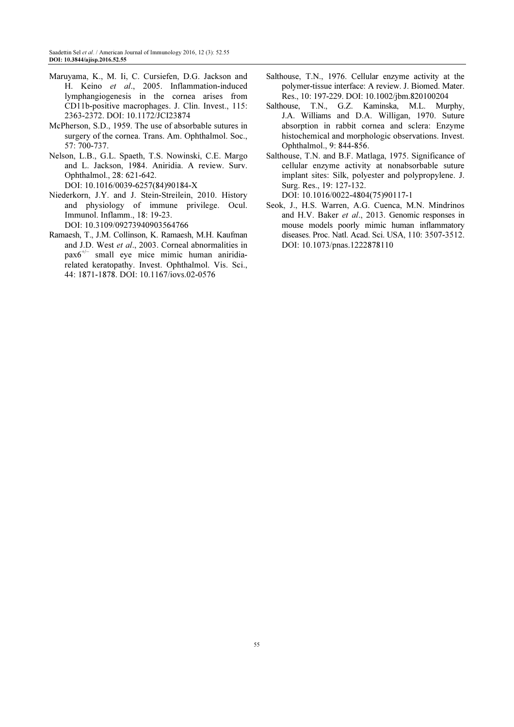Maruyama, K., M. Ii, C. Cursiefen, D.G. Jackson and H. Keino *et al*., 2005. Inflammation-induced lymphangiogenesis in the cornea arises from CD11b-positive macrophages. J. Clin. Invest., 115: 2363-2372. DOI: 10.1172/JCI23874

McPherson, S.D., 1959. The use of absorbable sutures in surgery of the cornea. Trans. Am. Ophthalmol. Soc., 57: 700-737.

Nelson, L.B., G.L. Spaeth, T.S. Nowinski, C.E. Margo and L. Jackson, 1984. Aniridia. A review. Surv. Ophthalmol., 28: 621-642. DOI: 10.1016/0039-6257(84)90184-X

Niederkorn, J.Y. and J. Stein-Streilein, 2010. History and physiology of immune privilege. Ocul. Immunol. Inflamm., 18: 19-23. DOI: 10.3109/09273940903564766

Ramaesh, T., J.M. Collinson, K. Ramaesh, M.H. Kaufman and J.D. West *et al*., 2003. Corneal abnormalities in $pax6^{+/-}$ small eye mice mimic human aniridia-related keratopathy. Invest. Ophthalmol. Vis. Sci., 44: 1871-1878. DOI: 10.1167/iovs.02-0576

Salthouse, T.N., 1976. Cellular enzyme activity at the polymer-tissue interface: A review. J. Biomed. Mater. Res., 10: 197-229. DOI: 10.1002/jbm.820100204

Salthouse, T.N., G.Z. Kaminska, M.L. Murphy, J.A. Williams and D.A. Willigan, 1970. Suture absorption in rabbit cornea and sclera: Enzyme histochemical and morphologic observations. Invest. Ophthalmol., 9: 844-856.

Salthouse, T.N. and B.F. Matlaga, 1975. Significance of cellular enzyme activity at nonabsorbable suture implant sites: Silk, polyester and polypropylene. J. Surg. Res., 19: 127-132. DOI: 10.1016/0022-4804(75)90117-1

Seok, J., H.S. Warren, A.G. Cuenca, M.N. Mindrinos and H.V. Baker *et al*., 2013. Genomic responses in mouse models poorly mimic human inflammatory diseases. Proc. Natl. Acad. Sci. USA, 110: 3507-3512. DOI: 10.1073/pnas.1222878110